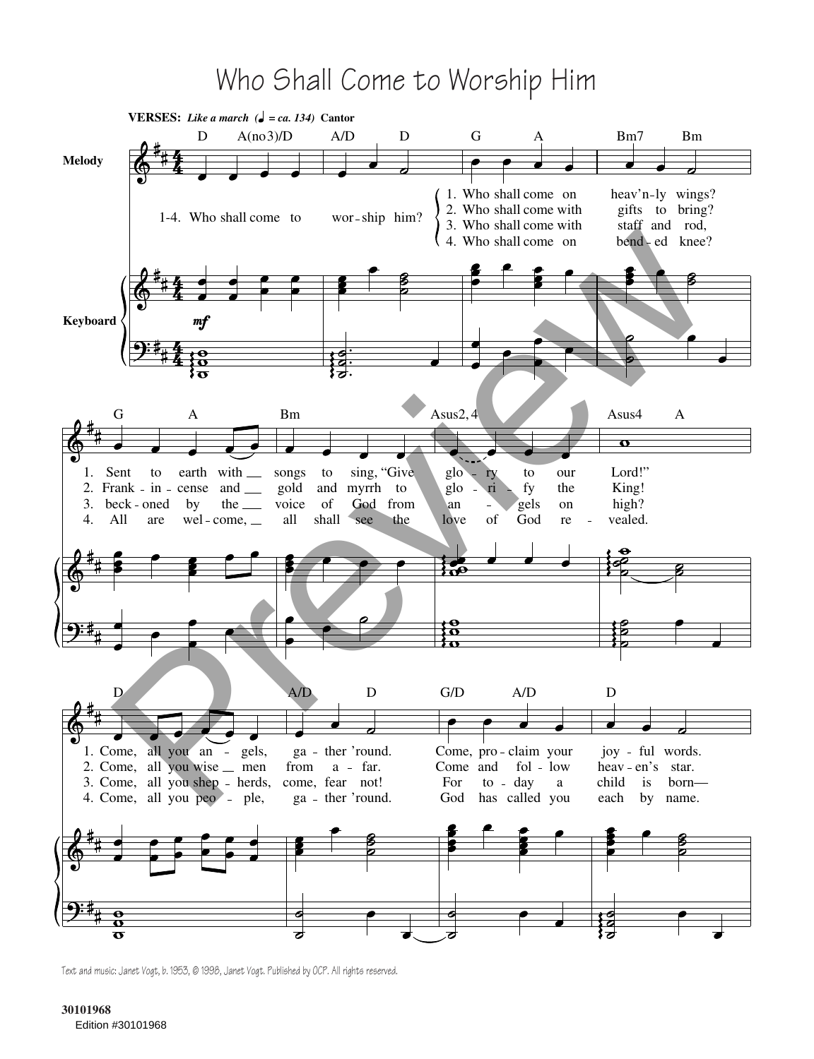# Who Shall Come to Worship Him

**VERSES:** *Like a march (♩ = ca. 134)* **Cantor**

1-4. Who shall come to worship him?

1. Who shall come on heav'n-ly wings?
2. Who shall come with gifts to bring?
3. Who shall come with staff and rod,
4. Who shall come on bend-ed knee?

1. Sent to earth with songs to sing, "Give glo-ry to our Lord!"
2. Frank-in-cense and gold and myrrh to glo-ri-fy the King!
3. beck-oned by the voice of God from an-gels on high?
4. All are wel-come, all shall see the love of God re-vealed.

1. Come, all you an-gels, ga-ther 'round. Come, pro-claim your joy-ful words.
2. Come, all you wise men from a-far. Come and fol-low heav-en's star.
3. Come, all you shep-herds, come, fear not! For to-day a child is born—
4. Come, all you peo-ple, ga-ther 'round. God has called you each by name.

Text and music: Janet Vogt, b. 1953, © 1998, Janet Vogt. Published by OCP. All rights reserved.

30101968
Edition #30101968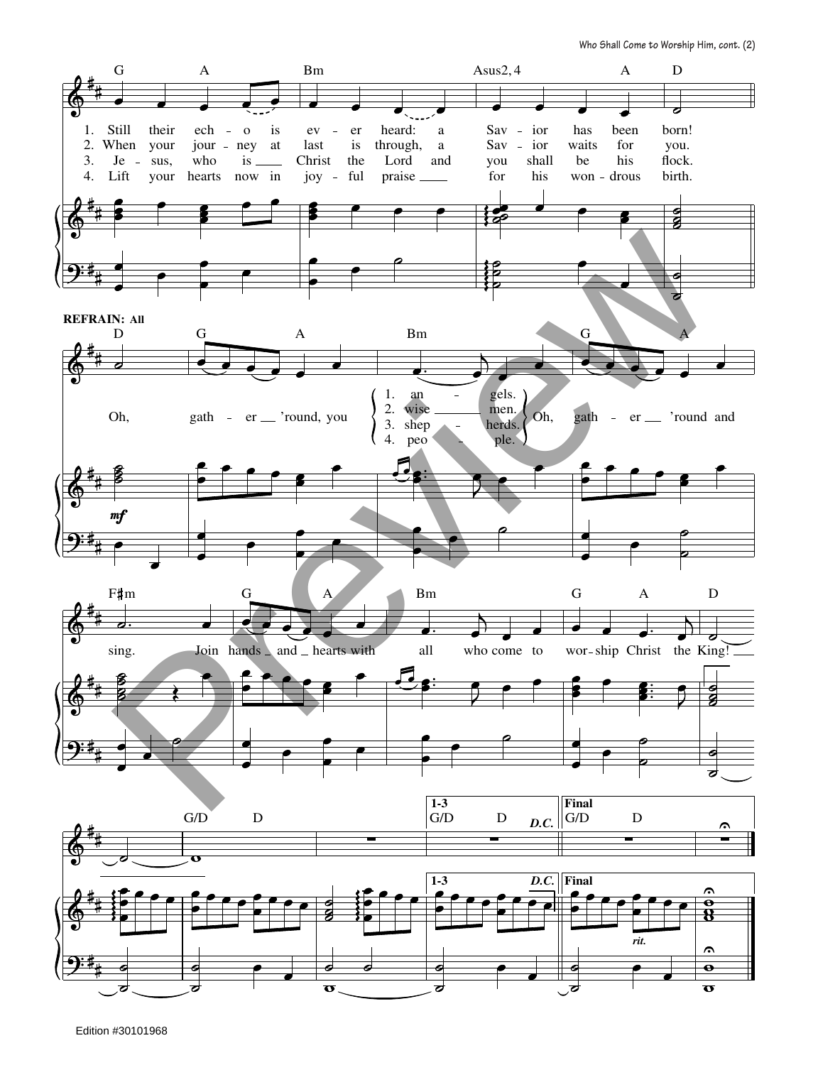1. Still their ech - o is ev - er heard: a Sav - ior has been born!
2. When your jour - ney at last is through, a Sav - ior waits for you.
3. Je - sus, who is ___ Christ the Lord and you shall be his flock.
4. Lift your hearts now in joy - ful praise ___ for his won - drous birth.

**REFRAIN: All**

Oh, gath - er ___ 'round, you { 1. an - gels. 2. wise ___ men. 3. shep - herds. 4. peo - ple. } Oh, gath - er ___ 'round and sing. Join hands ___ and ___ hearts with all who come to wor - ship Christ the King! ___

1-3 *D.C.*

Final

*rit.*

Edition #30101968